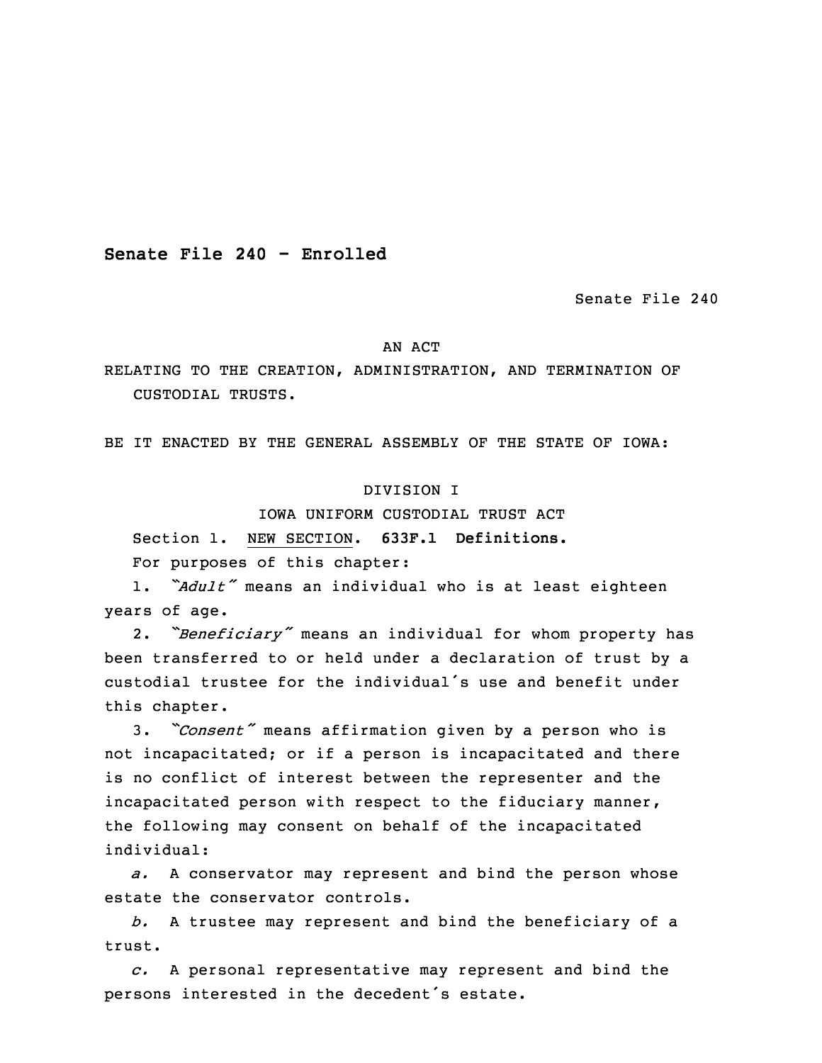**Senate File 240 - Enrolled**

Senate File 240

AN ACT

RELATING TO THE CREATION, ADMINISTRATION, AND TERMINATION OF CUSTODIAL TRUSTS.

BE IT ENACTED BY THE GENERAL ASSEMBLY OF THE STATE OF IOWA:

DIVISION I

IOWA UNIFORM CUSTODIAL TRUST ACT

Section 1. NEW SECTION. **633F.1 Definitions.**

For purposes of this chapter:

1. *"Adult"* means an individual who is at least eighteen years of age.

2. *"Beneficiary"* means an individual for whom property has been transferred to or held under a declaration of trust by a custodial trustee for the individual's use and benefit under this chapter.

3. *"Consent"* means affirmation given by a person who is not incapacitated; or if a person is incapacitated and there is no conflict of interest between the representer and the incapacitated person with respect to the fiduciary manner, the following may consent on behalf of the incapacitated individual:

*a.* A conservator may represent and bind the person whose estate the conservator controls.

*b.* A trustee may represent and bind the beneficiary of a trust.

*c.* A personal representative may represent and bind the persons interested in the decedent's estate.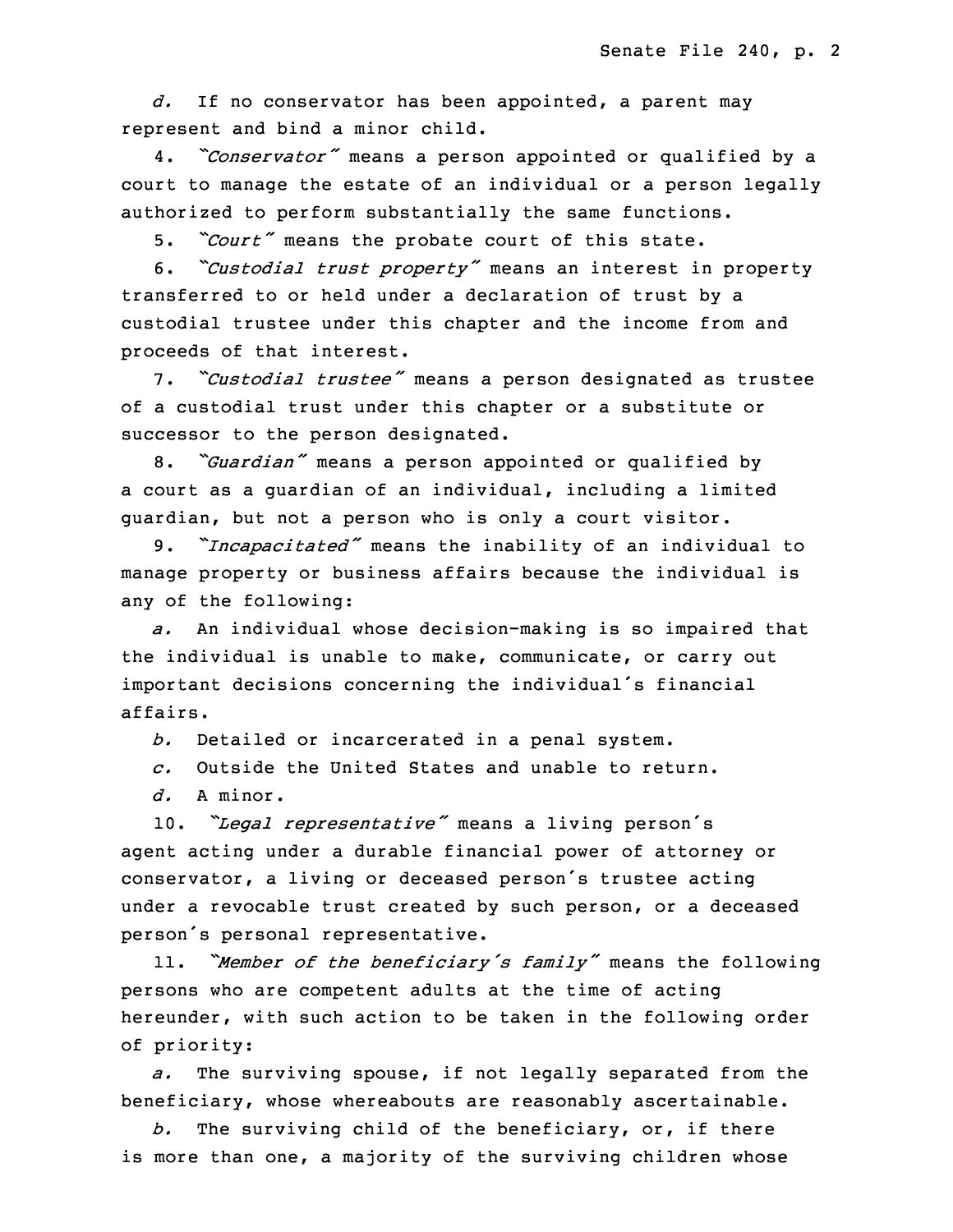*d.* If no conservator has been appointed, a parent may represent and bind a minor child.

4. *"Conservator"* means a person appointed or qualified by a court to manage the estate of an individual or a person legally authorized to perform substantially the same functions.

5. *"Court"* means the probate court of this state.

6. *"Custodial trust property"* means an interest in property transferred to or held under a declaration of trust by a custodial trustee under this chapter and the income from and proceeds of that interest.

7. *"Custodial trustee"* means a person designated as trustee of a custodial trust under this chapter or a substitute or successor to the person designated.

8. *"Guardian"* means a person appointed or qualified by a court as a guardian of an individual, including a limited guardian, but not a person who is only a court visitor.

9. *"Incapacitated"* means the inability of an individual to manage property or business affairs because the individual is any of the following:

*a.* An individual whose decision-making is so impaired that the individual is unable to make, communicate, or carry out important decisions concerning the individual's financial affairs.

*b.* Detailed or incarcerated in a penal system.

*c.* Outside the United States and unable to return.

*d.* A minor.

10. *"Legal representative"* means a living person's agent acting under a durable financial power of attorney or conservator, a living or deceased person's trustee acting under a revocable trust created by such person, or a deceased person's personal representative.

11. *"Member of the beneficiary's family"* means the following persons who are competent adults at the time of acting hereunder, with such action to be taken in the following order of priority:

*a.* The surviving spouse, if not legally separated from the beneficiary, whose whereabouts are reasonably ascertainable.

*b.* The surviving child of the beneficiary, or, if there is more than one, a majority of the surviving children whose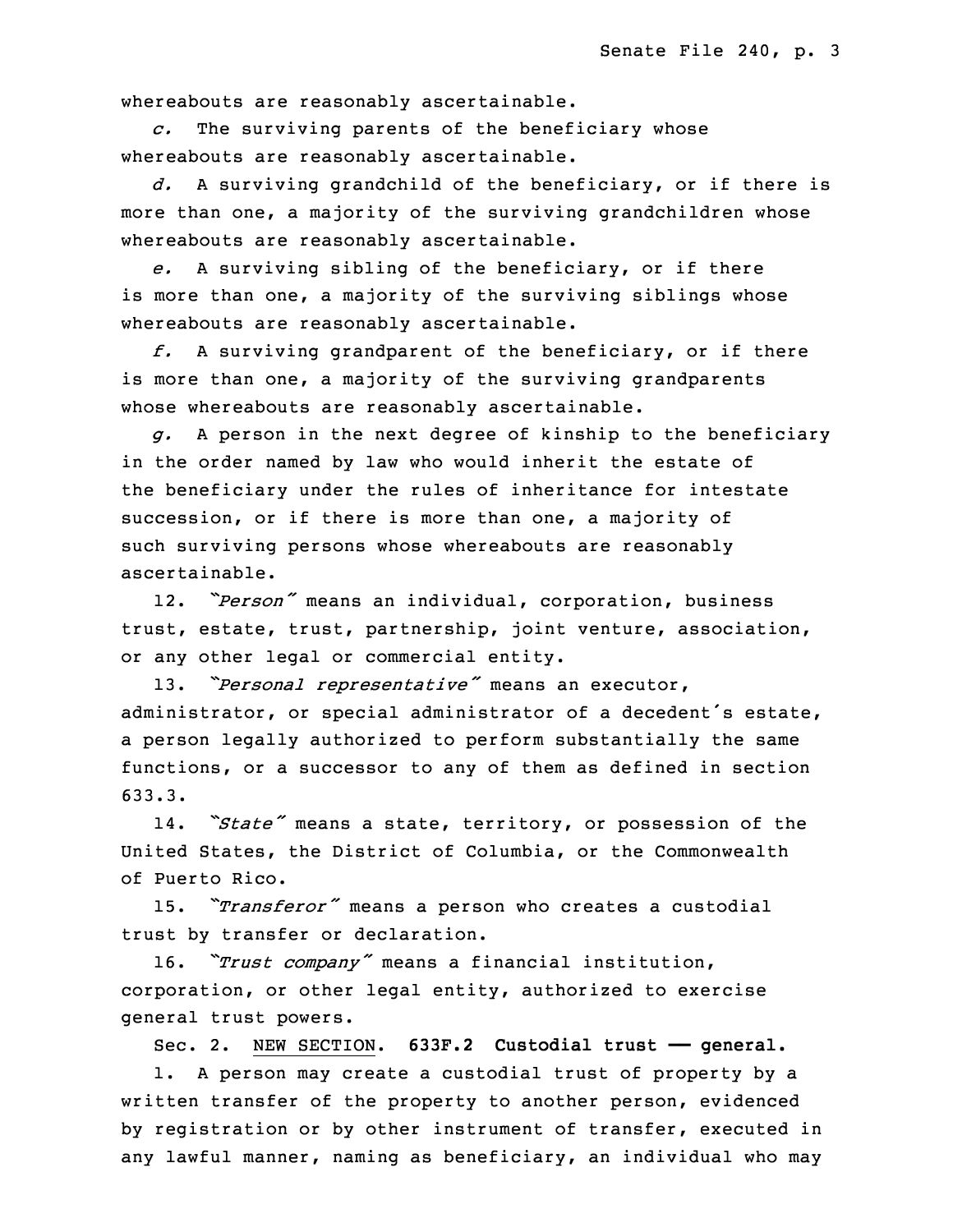whereabouts are reasonably ascertainable.

*c.* The surviving parents of the beneficiary whose whereabouts are reasonably ascertainable.

*d.* A surviving grandchild of the beneficiary, or if there is more than one, a majority of the surviving grandchildren whose whereabouts are reasonably ascertainable.

*e.* A surviving sibling of the beneficiary, or if there is more than one, a majority of the surviving siblings whose whereabouts are reasonably ascertainable.

*f.* A surviving grandparent of the beneficiary, or if there is more than one, a majority of the surviving grandparents whose whereabouts are reasonably ascertainable.

*g.* A person in the next degree of kinship to the beneficiary in the order named by law who would inherit the estate of the beneficiary under the rules of inheritance for intestate succession, or if there is more than one, a majority of such surviving persons whose whereabouts are reasonably ascertainable.

12. *"Person"* means an individual, corporation, business trust, estate, trust, partnership, joint venture, association, or any other legal or commercial entity.

13. *"Personal representative"* means an executor, administrator, or special administrator of a decedent's estate, a person legally authorized to perform substantially the same functions, or a successor to any of them as defined in section 633.3.

14. *"State"* means a state, territory, or possession of the United States, the District of Columbia, or the Commonwealth of Puerto Rico.

15. *"Transferor"* means a person who creates a custodial trust by transfer or declaration.

16. *"Trust company"* means a financial institution, corporation, or other legal entity, authorized to exercise general trust powers.

Sec. 2. NEW SECTION. **633F.2 Custodial trust — general.**

1. A person may create a custodial trust of property by a written transfer of the property to another person, evidenced by registration or by other instrument of transfer, executed in any lawful manner, naming as beneficiary, an individual who may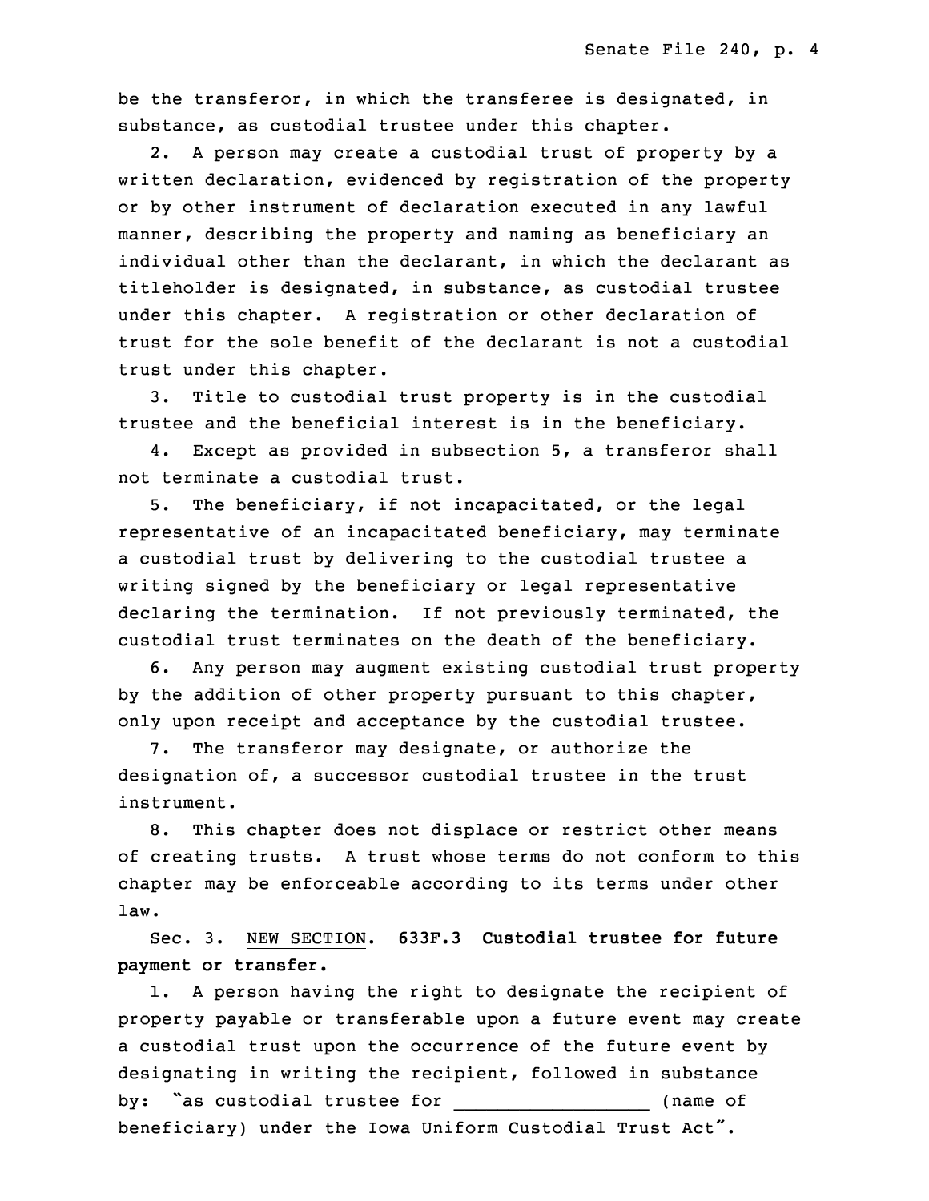be the transferor, in which the transferee is designated, in substance, as custodial trustee under this chapter.

2. A person may create a custodial trust of property by a written declaration, evidenced by registration of the property or by other instrument of declaration executed in any lawful manner, describing the property and naming as beneficiary an individual other than the declarant, in which the declarant as titleholder is designated, in substance, as custodial trustee under this chapter. A registration or other declaration of trust for the sole benefit of the declarant is not a custodial trust under this chapter.

3. Title to custodial trust property is in the custodial trustee and the beneficial interest is in the beneficiary.

4. Except as provided in subsection 5, a transferor shall not terminate a custodial trust.

5. The beneficiary, if not incapacitated, or the legal representative of an incapacitated beneficiary, may terminate a custodial trust by delivering to the custodial trustee a writing signed by the beneficiary or legal representative declaring the termination. If not previously terminated, the custodial trust terminates on the death of the beneficiary.

6. Any person may augment existing custodial trust property by the addition of other property pursuant to this chapter, only upon receipt and acceptance by the custodial trustee.

7. The transferor may designate, or authorize the designation of, a successor custodial trustee in the trust instrument.

8. This chapter does not displace or restrict other means of creating trusts. A trust whose terms do not conform to this chapter may be enforceable according to its terms under other law.

Sec. 3. NEW SECTION. **633F.3 Custodial trustee for future payment or transfer.**

1. A person having the right to designate the recipient of property payable or transferable upon a future event may create a custodial trust upon the occurrence of the future event by designating in writing the recipient, followed in substance by: "as custodial trustee for __________________ (name of beneficiary) under the Iowa Uniform Custodial Trust Act".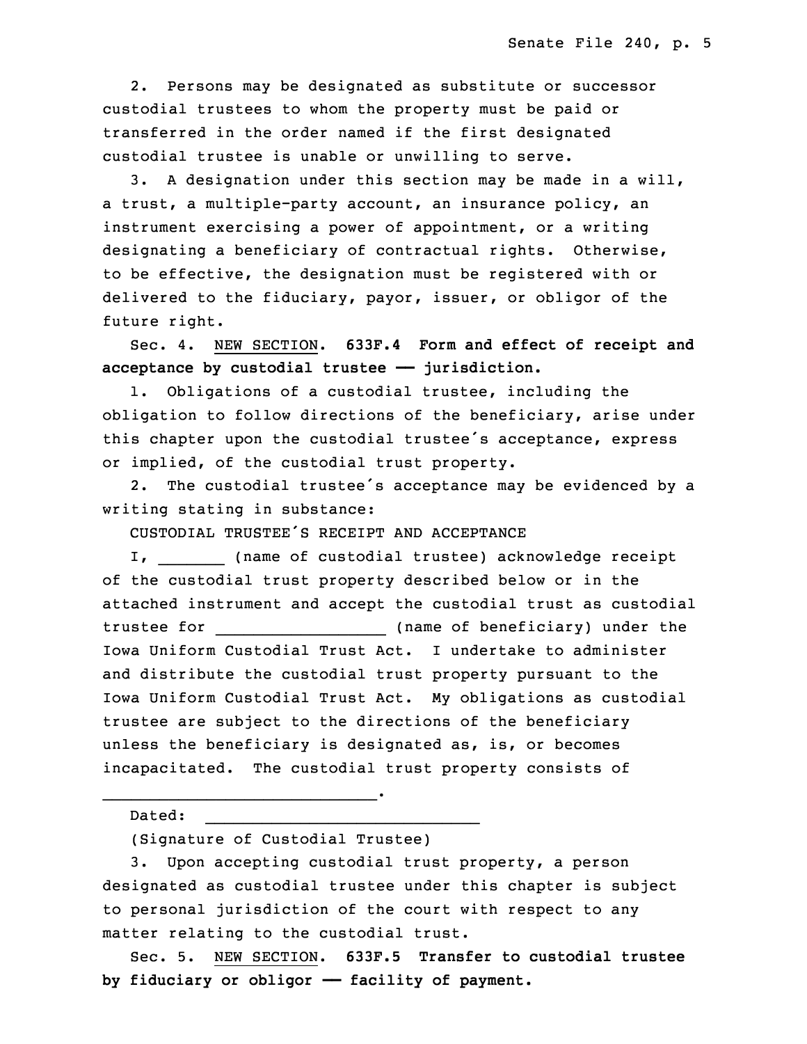2. Persons may be designated as substitute or successor custodial trustees to whom the property must be paid or transferred in the order named if the first designated custodial trustee is unable or unwilling to serve.

3. A designation under this section may be made in a will, a trust, a multiple-party account, an insurance policy, an instrument exercising a power of appointment, or a writing designating a beneficiary of contractual rights. Otherwise, to be effective, the designation must be registered with or delivered to the fiduciary, payor, issuer, or obligor of the future right.

Sec. 4. NEW SECTION. **633F.4 Form and effect of receipt and acceptance by custodial trustee —— jurisdiction.**

1. Obligations of a custodial trustee, including the obligation to follow directions of the beneficiary, arise under this chapter upon the custodial trustee's acceptance, express or implied, of the custodial trust property.

2. The custodial trustee's acceptance may be evidenced by a writing stating in substance:

CUSTODIAL TRUSTEE'S RECEIPT AND ACCEPTANCE

I, _______ (name of custodial trustee) acknowledge receipt of the custodial trust property described below or in the attached instrument and accept the custodial trust as custodial trustee for _________________ (name of beneficiary) under the Iowa Uniform Custodial Trust Act. I undertake to administer and distribute the custodial trust property pursuant to the Iowa Uniform Custodial Trust Act. My obligations as custodial trustee are subject to the directions of the beneficiary unless the beneficiary is designated as, is, or becomes incapacitated. The custodial trust property consists of _____________________________.

Dated: _____________________________

(Signature of Custodial Trustee)

3. Upon accepting custodial trust property, a person designated as custodial trustee under this chapter is subject to personal jurisdiction of the court with respect to any matter relating to the custodial trust.

Sec. 5. NEW SECTION. **633F.5 Transfer to custodial trustee by fiduciary or obligor —— facility of payment.**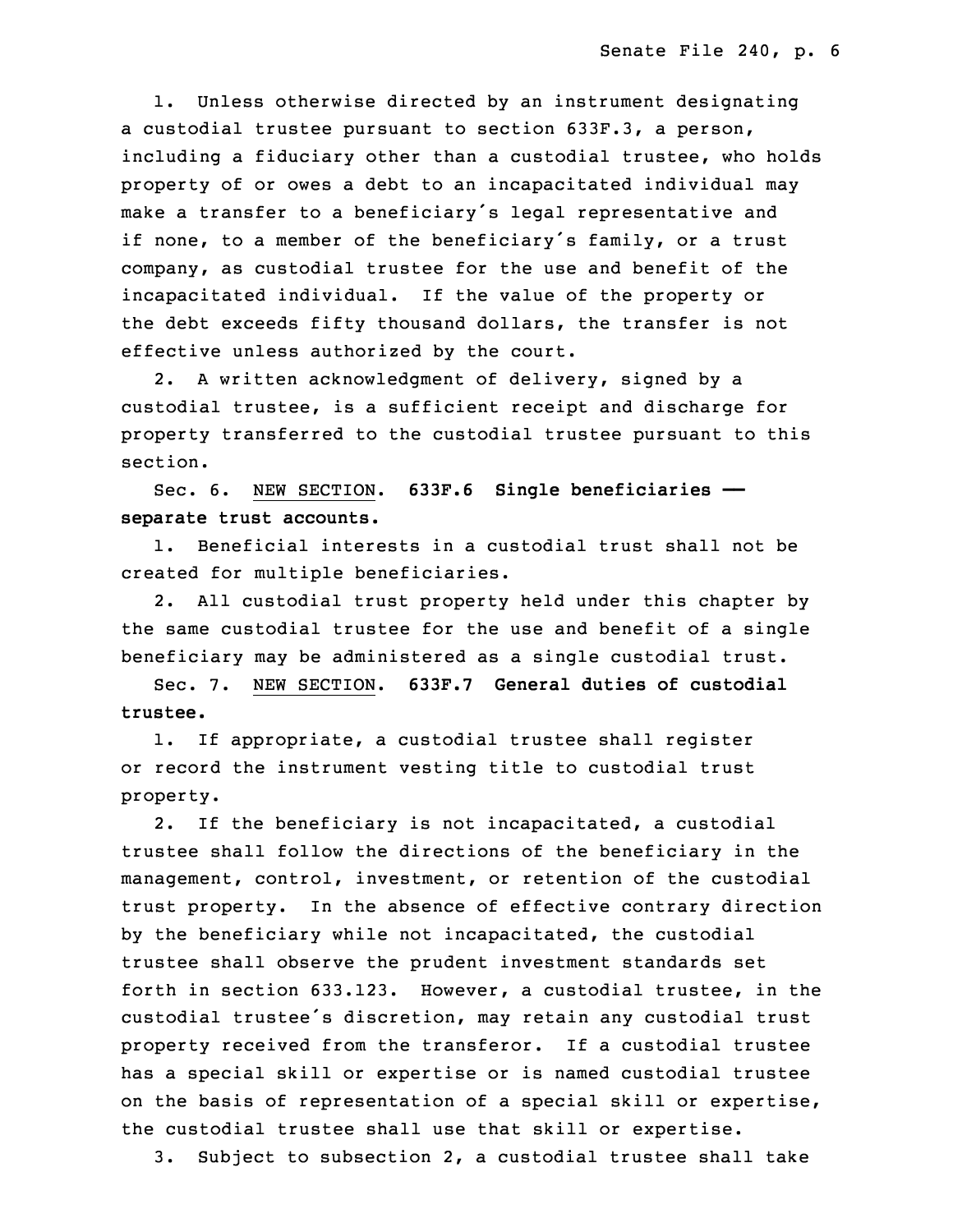1. Unless otherwise directed by an instrument designating a custodial trustee pursuant to section 633F.3, a person, including a fiduciary other than a custodial trustee, who holds property of or owes a debt to an incapacitated individual may make a transfer to a beneficiary's legal representative and if none, to a member of the beneficiary's family, or a trust company, as custodial trustee for the use and benefit of the incapacitated individual. If the value of the property or the debt exceeds fifty thousand dollars, the transfer is not effective unless authorized by the court.

2. A written acknowledgment of delivery, signed by a custodial trustee, is a sufficient receipt and discharge for property transferred to the custodial trustee pursuant to this section.

Sec. 6. NEW SECTION. **633F.6 Single beneficiaries —— separate trust accounts.**

1. Beneficial interests in a custodial trust shall not be created for multiple beneficiaries.

2. All custodial trust property held under this chapter by the same custodial trustee for the use and benefit of a single beneficiary may be administered as a single custodial trust.

Sec. 7. NEW SECTION. **633F.7 General duties of custodial trustee.**

1. If appropriate, a custodial trustee shall register or record the instrument vesting title to custodial trust property.

2. If the beneficiary is not incapacitated, a custodial trustee shall follow the directions of the beneficiary in the management, control, investment, or retention of the custodial trust property. In the absence of effective contrary direction by the beneficiary while not incapacitated, the custodial trustee shall observe the prudent investment standards set forth in section 633.123. However, a custodial trustee, in the custodial trustee's discretion, may retain any custodial trust property received from the transferor. If a custodial trustee has a special skill or expertise or is named custodial trustee on the basis of representation of a special skill or expertise, the custodial trustee shall use that skill or expertise.

3. Subject to subsection 2, a custodial trustee shall take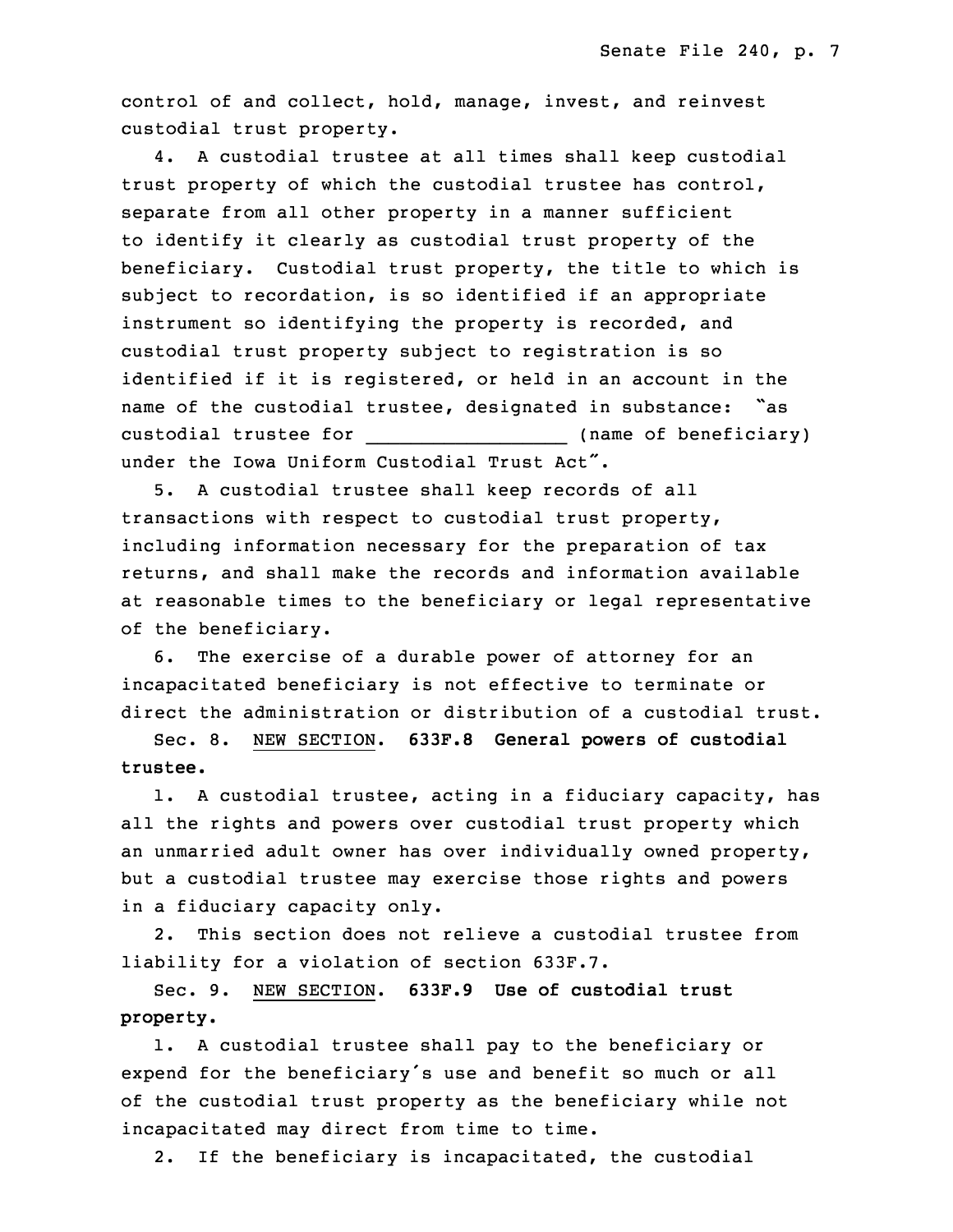control of and collect, hold, manage, invest, and reinvest custodial trust property.

4. A custodial trustee at all times shall keep custodial trust property of which the custodial trustee has control, separate from all other property in a manner sufficient to identify it clearly as custodial trust property of the beneficiary. Custodial trust property, the title to which is subject to recordation, is so identified if an appropriate instrument so identifying the property is recorded, and custodial trust property subject to registration is so identified if it is registered, or held in an account in the name of the custodial trustee, designated in substance: "as custodial trustee for __________________ (name of beneficiary) under the Iowa Uniform Custodial Trust Act".

5. A custodial trustee shall keep records of all transactions with respect to custodial trust property, including information necessary for the preparation of tax returns, and shall make the records and information available at reasonable times to the beneficiary or legal representative of the beneficiary.

6. The exercise of a durable power of attorney for an incapacitated beneficiary is not effective to terminate or direct the administration or distribution of a custodial trust.

Sec. 8. NEW SECTION. **633F.8 General powers of custodial trustee.**

1. A custodial trustee, acting in a fiduciary capacity, has all the rights and powers over custodial trust property which an unmarried adult owner has over individually owned property, but a custodial trustee may exercise those rights and powers in a fiduciary capacity only.

2. This section does not relieve a custodial trustee from liability for a violation of section 633F.7.

Sec. 9. NEW SECTION. **633F.9 Use of custodial trust property.**

1. A custodial trustee shall pay to the beneficiary or expend for the beneficiary's use and benefit so much or all of the custodial trust property as the beneficiary while not incapacitated may direct from time to time.

2. If the beneficiary is incapacitated, the custodial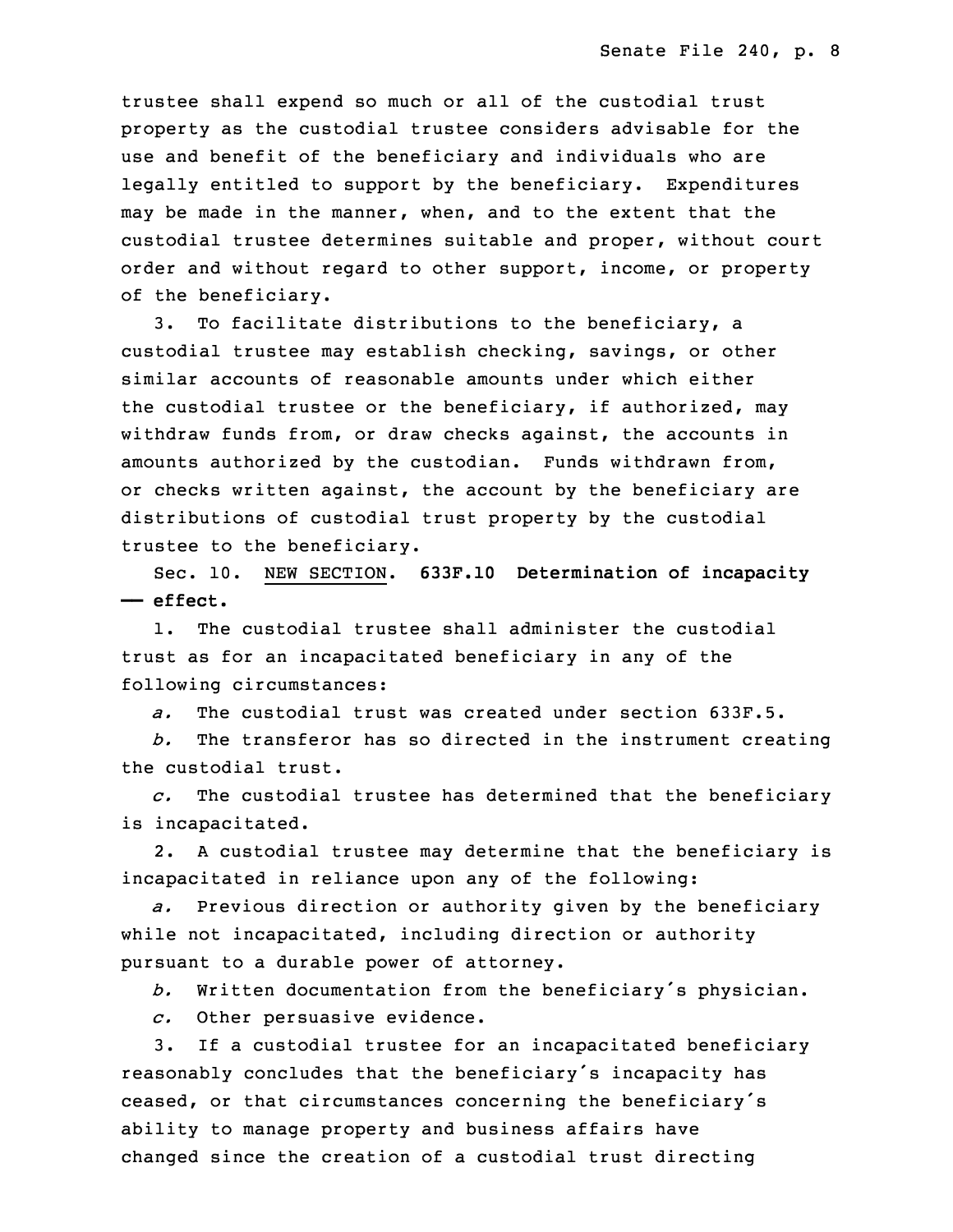trustee shall expend so much or all of the custodial trust property as the custodial trustee considers advisable for the use and benefit of the beneficiary and individuals who are legally entitled to support by the beneficiary. Expenditures may be made in the manner, when, and to the extent that the custodial trustee determines suitable and proper, without court order and without regard to other support, income, or property of the beneficiary.

3. To facilitate distributions to the beneficiary, a custodial trustee may establish checking, savings, or other similar accounts of reasonable amounts under which either the custodial trustee or the beneficiary, if authorized, may withdraw funds from, or draw checks against, the accounts in amounts authorized by the custodian. Funds withdrawn from, or checks written against, the account by the beneficiary are distributions of custodial trust property by the custodial trustee to the beneficiary.

Sec. 10. NEW SECTION. **633F.10 Determination of incapacity — effect.**

1. The custodial trustee shall administer the custodial trust as for an incapacitated beneficiary in any of the following circumstances:

*a.* The custodial trust was created under section 633F.5.

*b.* The transferor has so directed in the instrument creating the custodial trust.

*c.* The custodial trustee has determined that the beneficiary is incapacitated.

2. A custodial trustee may determine that the beneficiary is incapacitated in reliance upon any of the following:

*a.* Previous direction or authority given by the beneficiary while not incapacitated, including direction or authority pursuant to a durable power of attorney.

*b.* Written documentation from the beneficiary's physician.

*c.* Other persuasive evidence.

3. If a custodial trustee for an incapacitated beneficiary reasonably concludes that the beneficiary's incapacity has ceased, or that circumstances concerning the beneficiary's ability to manage property and business affairs have changed since the creation of a custodial trust directing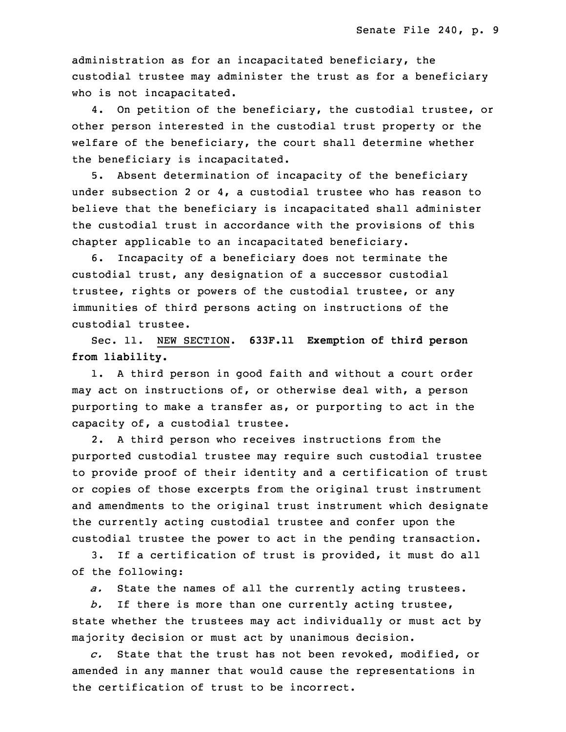administration as for an incapacitated beneficiary, the custodial trustee may administer the trust as for a beneficiary who is not incapacitated.

4. On petition of the beneficiary, the custodial trustee, or other person interested in the custodial trust property or the welfare of the beneficiary, the court shall determine whether the beneficiary is incapacitated.

5. Absent determination of incapacity of the beneficiary under subsection 2 or 4, a custodial trustee who has reason to believe that the beneficiary is incapacitated shall administer the custodial trust in accordance with the provisions of this chapter applicable to an incapacitated beneficiary.

6. Incapacity of a beneficiary does not terminate the custodial trust, any designation of a successor custodial trustee, rights or powers of the custodial trustee, or any immunities of third persons acting on instructions of the custodial trustee.

Sec. 11. NEW SECTION. **633F.11 Exemption of third person from liability.**

1. A third person in good faith and without a court order may act on instructions of, or otherwise deal with, a person purporting to make a transfer as, or purporting to act in the capacity of, a custodial trustee.

2. A third person who receives instructions from the purported custodial trustee may require such custodial trustee to provide proof of their identity and a certification of trust or copies of those excerpts from the original trust instrument and amendments to the original trust instrument which designate the currently acting custodial trustee and confer upon the custodial trustee the power to act in the pending transaction.

3. If a certification of trust is provided, it must do all of the following:

*a.* State the names of all the currently acting trustees.

*b.* If there is more than one currently acting trustee, state whether the trustees may act individually or must act by majority decision or must act by unanimous decision.

*c.* State that the trust has not been revoked, modified, or amended in any manner that would cause the representations in the certification of trust to be incorrect.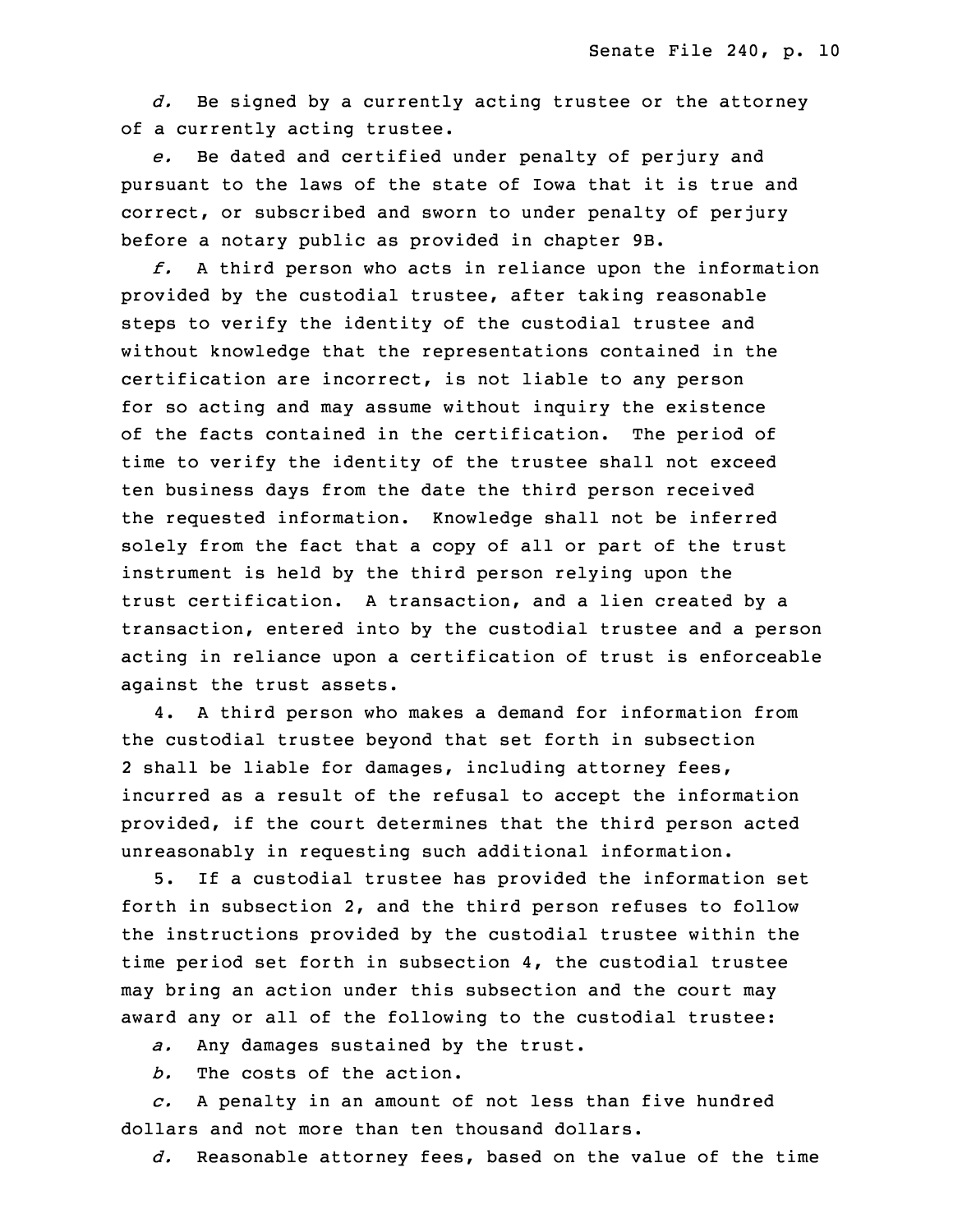*d.* Be signed by a currently acting trustee or the attorney of a currently acting trustee.

*e.* Be dated and certified under penalty of perjury and pursuant to the laws of the state of Iowa that it is true and correct, or subscribed and sworn to under penalty of perjury before a notary public as provided in chapter 9B.

*f.* A third person who acts in reliance upon the information provided by the custodial trustee, after taking reasonable steps to verify the identity of the custodial trustee and without knowledge that the representations contained in the certification are incorrect, is not liable to any person for so acting and may assume without inquiry the existence of the facts contained in the certification. The period of time to verify the identity of the trustee shall not exceed ten business days from the date the third person received the requested information. Knowledge shall not be inferred solely from the fact that a copy of all or part of the trust instrument is held by the third person relying upon the trust certification. A transaction, and a lien created by a transaction, entered into by the custodial trustee and a person acting in reliance upon a certification of trust is enforceable against the trust assets.

4. A third person who makes a demand for information from the custodial trustee beyond that set forth in subsection 2 shall be liable for damages, including attorney fees, incurred as a result of the refusal to accept the information provided, if the court determines that the third person acted unreasonably in requesting such additional information.

5. If a custodial trustee has provided the information set forth in subsection 2, and the third person refuses to follow the instructions provided by the custodial trustee within the time period set forth in subsection 4, the custodial trustee may bring an action under this subsection and the court may award any or all of the following to the custodial trustee:

*a.* Any damages sustained by the trust.

*b.* The costs of the action.

*c.* A penalty in an amount of not less than five hundred dollars and not more than ten thousand dollars.

*d.* Reasonable attorney fees, based on the value of the time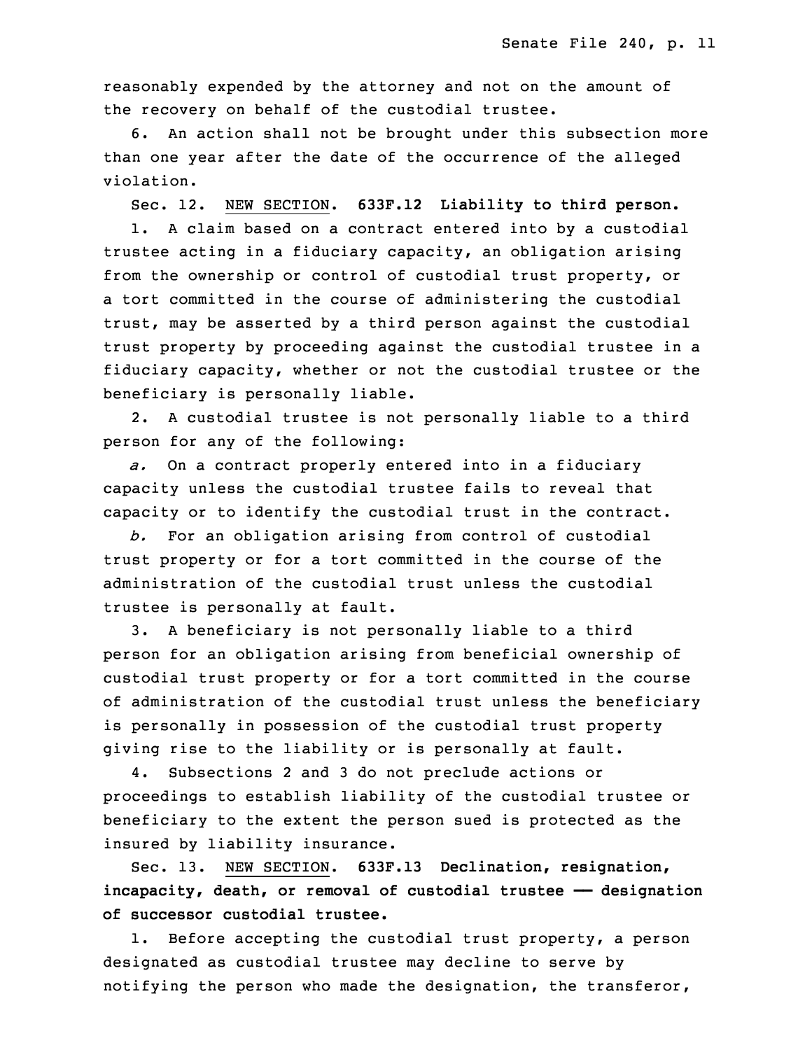reasonably expended by the attorney and not on the amount of the recovery on behalf of the custodial trustee.

6. An action shall not be brought under this subsection more than one year after the date of the occurrence of the alleged violation.

Sec. 12. NEW SECTION. **633F.12 Liability to third person.**

1. A claim based on a contract entered into by a custodial trustee acting in a fiduciary capacity, an obligation arising from the ownership or control of custodial trust property, or a tort committed in the course of administering the custodial trust, may be asserted by a third person against the custodial trust property by proceeding against the custodial trustee in a fiduciary capacity, whether or not the custodial trustee or the beneficiary is personally liable.

2. A custodial trustee is not personally liable to a third person for any of the following:

*a.* On a contract properly entered into in a fiduciary capacity unless the custodial trustee fails to reveal that capacity or to identify the custodial trust in the contract.

*b.* For an obligation arising from control of custodial trust property or for a tort committed in the course of the administration of the custodial trust unless the custodial trustee is personally at fault.

3. A beneficiary is not personally liable to a third person for an obligation arising from beneficial ownership of custodial trust property or for a tort committed in the course of administration of the custodial trust unless the beneficiary is personally in possession of the custodial trust property giving rise to the liability or is personally at fault.

4. Subsections 2 and 3 do not preclude actions or proceedings to establish liability of the custodial trustee or beneficiary to the extent the person sued is protected as the insured by liability insurance.

Sec. 13. NEW SECTION. **633F.13 Declination, resignation, incapacity, death, or removal of custodial trustee —— designation of successor custodial trustee.**

1. Before accepting the custodial trust property, a person designated as custodial trustee may decline to serve by notifying the person who made the designation, the transferor,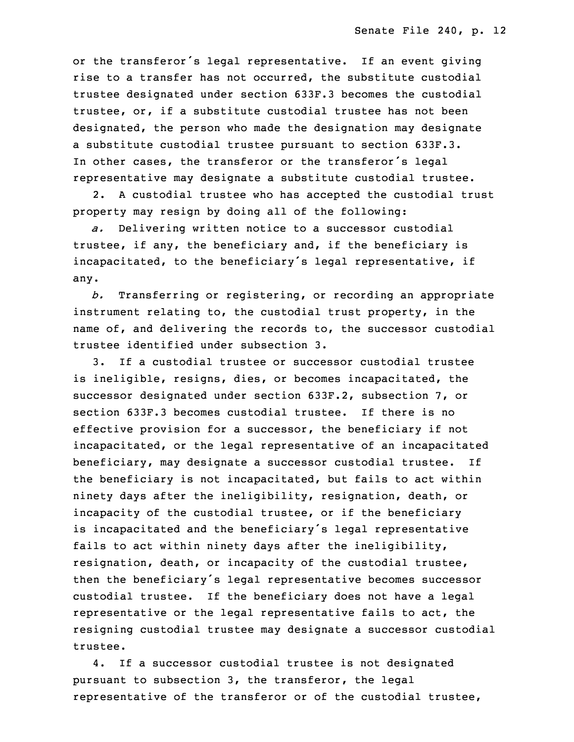or the transferor's legal representative. If an event giving rise to a transfer has not occurred, the substitute custodial trustee designated under section 633F.3 becomes the custodial trustee, or, if a substitute custodial trustee has not been designated, the person who made the designation may designate a substitute custodial trustee pursuant to section 633F.3. In other cases, the transferor or the transferor's legal representative may designate a substitute custodial trustee.

2. A custodial trustee who has accepted the custodial trust property may resign by doing all of the following:

*a.* Delivering written notice to a successor custodial trustee, if any, the beneficiary and, if the beneficiary is incapacitated, to the beneficiary's legal representative, if any.

*b.* Transferring or registering, or recording an appropriate instrument relating to, the custodial trust property, in the name of, and delivering the records to, the successor custodial trustee identified under subsection 3.

3. If a custodial trustee or successor custodial trustee is ineligible, resigns, dies, or becomes incapacitated, the successor designated under section 633F.2, subsection 7, or section 633F.3 becomes custodial trustee. If there is no effective provision for a successor, the beneficiary if not incapacitated, or the legal representative of an incapacitated beneficiary, may designate a successor custodial trustee. If the beneficiary is not incapacitated, but fails to act within ninety days after the ineligibility, resignation, death, or incapacity of the custodial trustee, or if the beneficiary is incapacitated and the beneficiary's legal representative fails to act within ninety days after the ineligibility, resignation, death, or incapacity of the custodial trustee, then the beneficiary's legal representative becomes successor custodial trustee. If the beneficiary does not have a legal representative or the legal representative fails to act, the resigning custodial trustee may designate a successor custodial trustee.

4. If a successor custodial trustee is not designated pursuant to subsection 3, the transferor, the legal representative of the transferor or of the custodial trustee,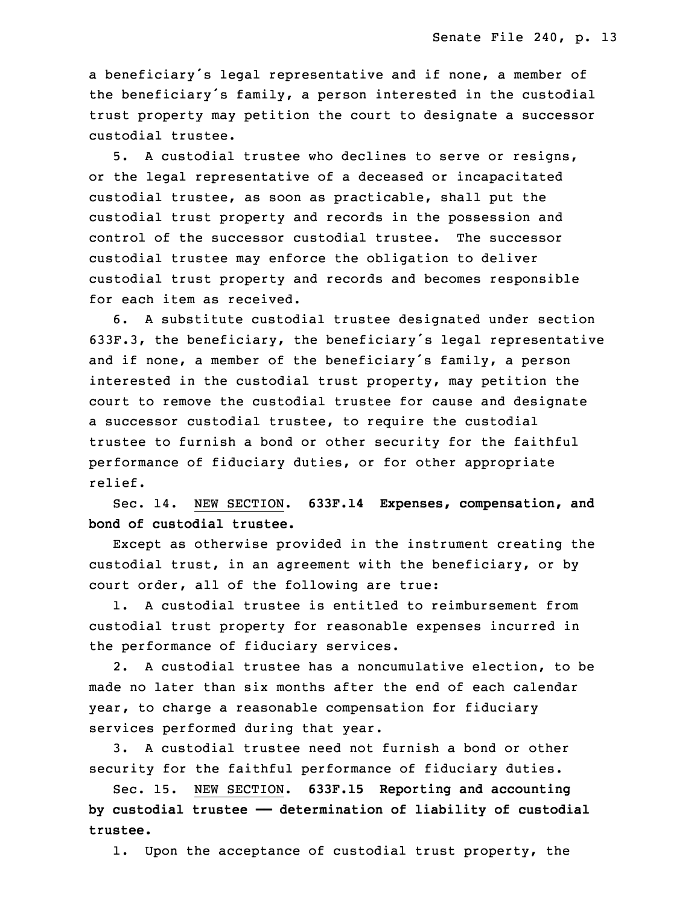a beneficiary's legal representative and if none, a member of the beneficiary's family, a person interested in the custodial trust property may petition the court to designate a successor custodial trustee.

5. A custodial trustee who declines to serve or resigns, or the legal representative of a deceased or incapacitated custodial trustee, as soon as practicable, shall put the custodial trust property and records in the possession and control of the successor custodial trustee. The successor custodial trustee may enforce the obligation to deliver custodial trust property and records and becomes responsible for each item as received.

6. A substitute custodial trustee designated under section 633F.3, the beneficiary, the beneficiary's legal representative and if none, a member of the beneficiary's family, a person interested in the custodial trust property, may petition the court to remove the custodial trustee for cause and designate a successor custodial trustee, to require the custodial trustee to furnish a bond or other security for the faithful performance of fiduciary duties, or for other appropriate relief.

Sec. 14. NEW SECTION. **633F.14 Expenses, compensation, and bond of custodial trustee.**

Except as otherwise provided in the instrument creating the custodial trust, in an agreement with the beneficiary, or by court order, all of the following are true:

1. A custodial trustee is entitled to reimbursement from custodial trust property for reasonable expenses incurred in the performance of fiduciary services.

2. A custodial trustee has a noncumulative election, to be made no later than six months after the end of each calendar year, to charge a reasonable compensation for fiduciary services performed during that year.

3. A custodial trustee need not furnish a bond or other security for the faithful performance of fiduciary duties.

Sec. 15. NEW SECTION. **633F.15 Reporting and accounting by custodial trustee —— determination of liability of custodial trustee.**

1. Upon the acceptance of custodial trust property, the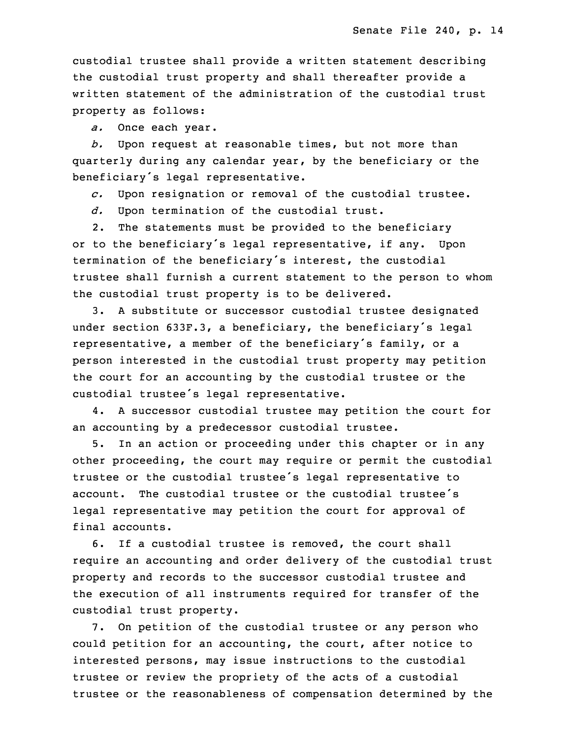custodial trustee shall provide a written statement describing the custodial trust property and shall thereafter provide a written statement of the administration of the custodial trust property as follows:

*a.* Once each year.

*b.* Upon request at reasonable times, but not more than quarterly during any calendar year, by the beneficiary or the beneficiary's legal representative.

*c.* Upon resignation or removal of the custodial trustee.

*d.* Upon termination of the custodial trust.

2. The statements must be provided to the beneficiary or to the beneficiary's legal representative, if any. Upon termination of the beneficiary's interest, the custodial trustee shall furnish a current statement to the person to whom the custodial trust property is to be delivered.

3. A substitute or successor custodial trustee designated under section 633F.3, a beneficiary, the beneficiary's legal representative, a member of the beneficiary's family, or a person interested in the custodial trust property may petition the court for an accounting by the custodial trustee or the custodial trustee's legal representative.

4. A successor custodial trustee may petition the court for an accounting by a predecessor custodial trustee.

5. In an action or proceeding under this chapter or in any other proceeding, the court may require or permit the custodial trustee or the custodial trustee's legal representative to account. The custodial trustee or the custodial trustee's legal representative may petition the court for approval of final accounts.

6. If a custodial trustee is removed, the court shall require an accounting and order delivery of the custodial trust property and records to the successor custodial trustee and the execution of all instruments required for transfer of the custodial trust property.

7. On petition of the custodial trustee or any person who could petition for an accounting, the court, after notice to interested persons, may issue instructions to the custodial trustee or review the propriety of the acts of a custodial trustee or the reasonableness of compensation determined by the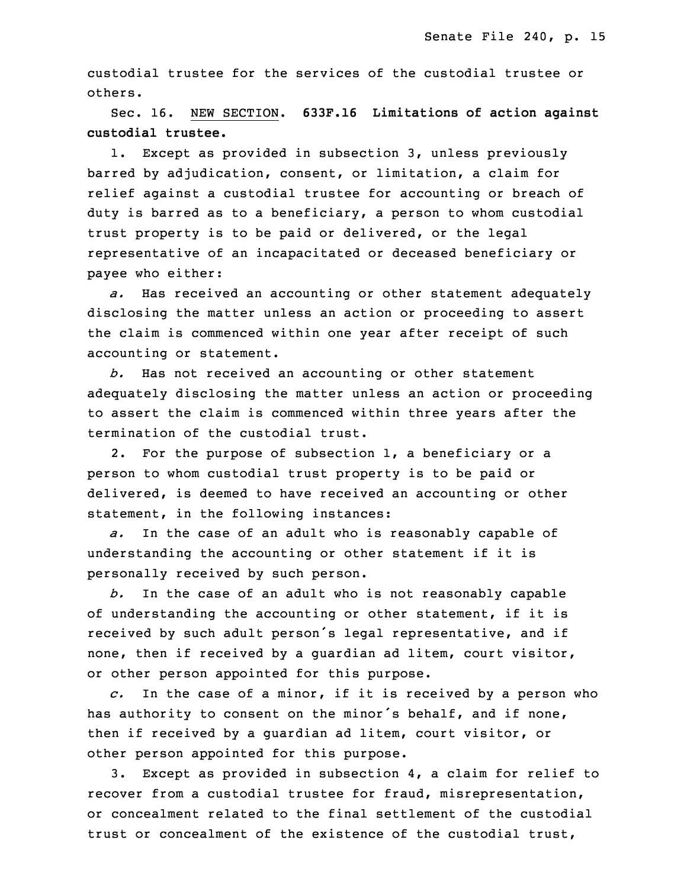custodial trustee for the services of the custodial trustee or others.

Sec. 16. NEW SECTION. **633F.16 Limitations of action against custodial trustee.**

1. Except as provided in subsection 3, unless previously barred by adjudication, consent, or limitation, a claim for relief against a custodial trustee for accounting or breach of duty is barred as to a beneficiary, a person to whom custodial trust property is to be paid or delivered, or the legal representative of an incapacitated or deceased beneficiary or payee who either:

*a.* Has received an accounting or other statement adequately disclosing the matter unless an action or proceeding to assert the claim is commenced within one year after receipt of such accounting or statement.

*b.* Has not received an accounting or other statement adequately disclosing the matter unless an action or proceeding to assert the claim is commenced within three years after the termination of the custodial trust.

2. For the purpose of subsection 1, a beneficiary or a person to whom custodial trust property is to be paid or delivered, is deemed to have received an accounting or other statement, in the following instances:

*a.* In the case of an adult who is reasonably capable of understanding the accounting or other statement if it is personally received by such person.

*b.* In the case of an adult who is not reasonably capable of understanding the accounting or other statement, if it is received by such adult person's legal representative, and if none, then if received by a guardian ad litem, court visitor, or other person appointed for this purpose.

*c.* In the case of a minor, if it is received by a person who has authority to consent on the minor's behalf, and if none, then if received by a guardian ad litem, court visitor, or other person appointed for this purpose.

3. Except as provided in subsection 4, a claim for relief to recover from a custodial trustee for fraud, misrepresentation, or concealment related to the final settlement of the custodial trust or concealment of the existence of the custodial trust,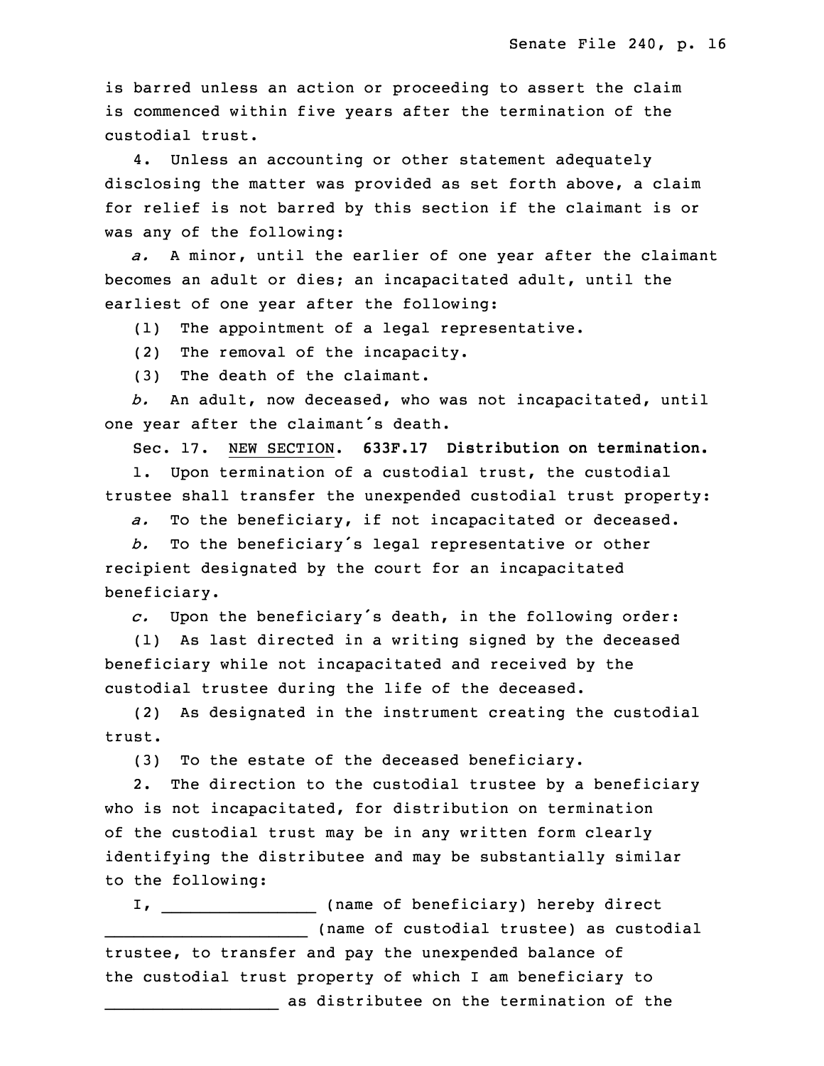is barred unless an action or proceeding to assert the claim is commenced within five years after the termination of the custodial trust.

4. Unless an accounting or other statement adequately disclosing the matter was provided as set forth above, a claim for relief is not barred by this section if the claimant is or was any of the following:

*a.* A minor, until the earlier of one year after the claimant becomes an adult or dies; an incapacitated adult, until the earliest of one year after the following:

(1) The appointment of a legal representative.

(2) The removal of the incapacity.

(3) The death of the claimant.

*b.* An adult, now deceased, who was not incapacitated, until one year after the claimant's death.

Sec. 17. NEW SECTION. **633F.17 Distribution on termination.**

1. Upon termination of a custodial trust, the custodial trustee shall transfer the unexpended custodial trust property:

*a.* To the beneficiary, if not incapacitated or deceased.

*b.* To the beneficiary's legal representative or other recipient designated by the court for an incapacitated beneficiary.

*c.* Upon the beneficiary's death, in the following order:

(1) As last directed in a writing signed by the deceased beneficiary while not incapacitated and received by the custodial trustee during the life of the deceased.

(2) As designated in the instrument creating the custodial trust.

(3) To the estate of the deceased beneficiary.

2. The direction to the custodial trustee by a beneficiary who is not incapacitated, for distribution on termination of the custodial trust may be in any written form clearly identifying the distributee and may be substantially similar to the following:

I, ________________ (name of beneficiary) hereby direct _____________________ (name of custodial trustee) as custodial trustee, to transfer and pay the unexpended balance of the custodial trust property of which I am beneficiary to __________________ as distributee on the termination of the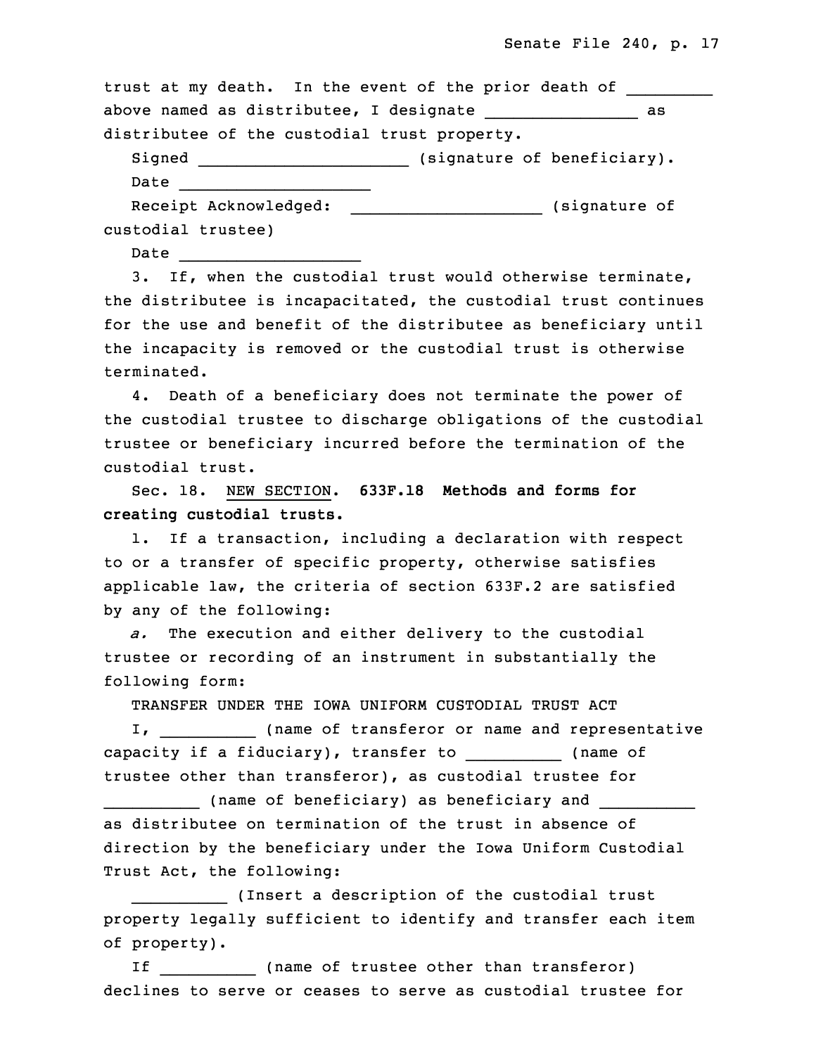trust at my death. In the event of the prior death of _________ above named as distributee, I designate _______________ as distributee of the custodial trust property.

Signed _____________________ (signature of beneficiary).

Date ____________________

Receipt Acknowledged: ___________________ (signature of custodial trustee)

Date ___________________

3. If, when the custodial trust would otherwise terminate, the distributee is incapacitated, the custodial trust continues for the use and benefit of the distributee as beneficiary until the incapacity is removed or the custodial trust is otherwise terminated.

4. Death of a beneficiary does not terminate the power of the custodial trustee to discharge obligations of the custodial trustee or beneficiary incurred before the termination of the custodial trust.

Sec. 18. NEW SECTION. **633F.18 Methods and forms for creating custodial trusts.**

1. If a transaction, including a declaration with respect to or a transfer of specific property, otherwise satisfies applicable law, the criteria of section 633F.2 are satisfied by any of the following:

*a.* The execution and either delivery to the custodial trustee or recording of an instrument in substantially the following form:

TRANSFER UNDER THE IOWA UNIFORM CUSTODIAL TRUST ACT

I, __________ (name of transferor or name and representative capacity if a fiduciary), transfer to __________ (name of trustee other than transferor), as custodial trustee for __________ (name of beneficiary) as beneficiary and __________ as distributee on termination of the trust in absence of direction by the beneficiary under the Iowa Uniform Custodial Trust Act, the following:

__________ (Insert a description of the custodial trust property legally sufficient to identify and transfer each item of property).

If __________ (name of trustee other than transferor) declines to serve or ceases to serve as custodial trustee for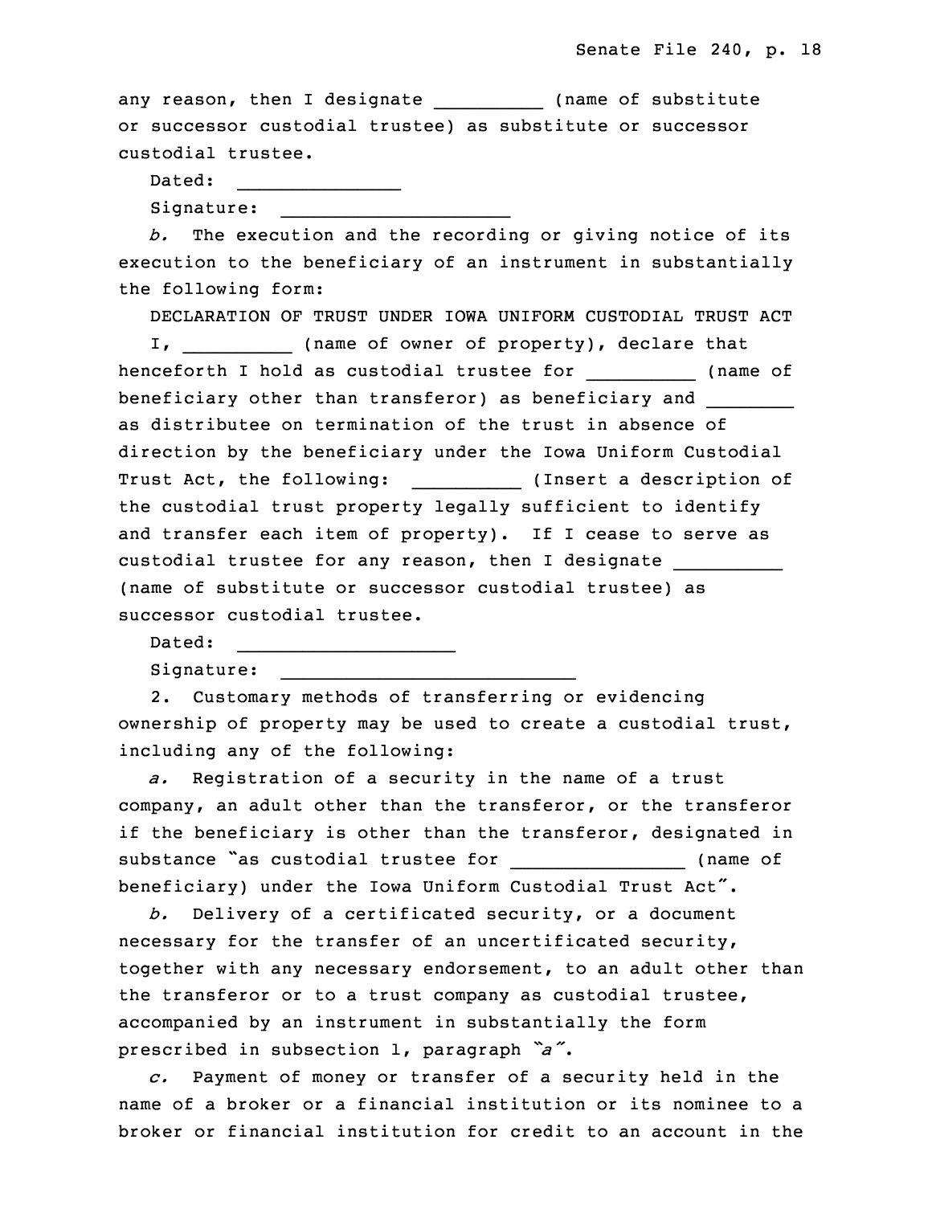any reason, then I designate __________ (name of substitute or successor custodial trustee) as substitute or successor custodial trustee.

Dated: _______________

Signature: _____________________

*b.* The execution and the recording or giving notice of its execution to the beneficiary of an instrument in substantially the following form:

DECLARATION OF TRUST UNDER IOWA UNIFORM CUSTODIAL TRUST ACT

I, __________ (name of owner of property), declare that henceforth I hold as custodial trustee for __________ (name of beneficiary other than transferor) as beneficiary and ________ as distributee on termination of the trust in absence of direction by the beneficiary under the Iowa Uniform Custodial Trust Act, the following: __________ (Insert a description of the custodial trust property legally sufficient to identify and transfer each item of property). If I cease to serve as custodial trustee for any reason, then I designate __________ (name of substitute or successor custodial trustee) as successor custodial trustee.

Dated: ____________________

Signature: ___________________________

2. Customary methods of transferring or evidencing ownership of property may be used to create a custodial trust, including any of the following:

*a.* Registration of a security in the name of a trust company, an adult other than the transferor, or the transferor if the beneficiary is other than the transferor, designated in substance "as custodial trustee for ________________ (name of beneficiary) under the Iowa Uniform Custodial Trust Act".

*b.* Delivery of a certificated security, or a document necessary for the transfer of an uncertificated security, together with any necessary endorsement, to an adult other than the transferor or to a trust company as custodial trustee, accompanied by an instrument in substantially the form prescribed in subsection 1, paragraph "*a*".

*c.* Payment of money or transfer of a security held in the name of a broker or a financial institution or its nominee to a broker or financial institution for credit to an account in the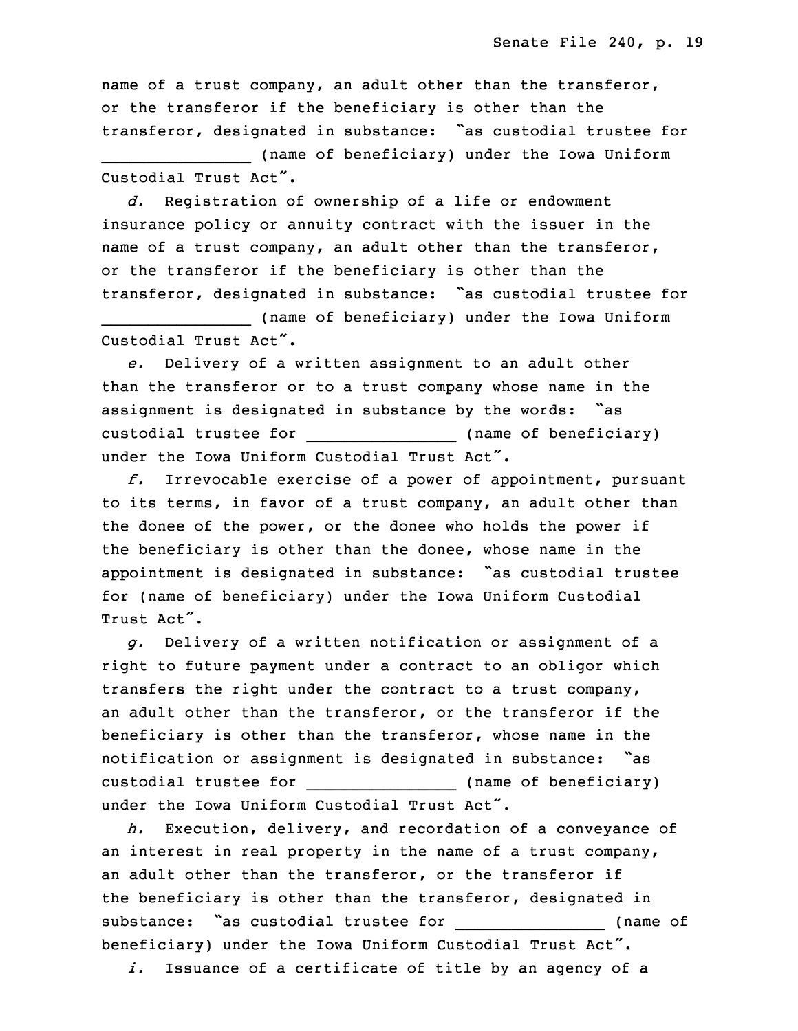name of a trust company, an adult other than the transferor, or the transferor if the beneficiary is other than the transferor, designated in substance: "as custodial trustee for _______________ (name of beneficiary) under the Iowa Uniform Custodial Trust Act".

*d.* Registration of ownership of a life or endowment insurance policy or annuity contract with the issuer in the name of a trust company, an adult other than the transferor, or the transferor if the beneficiary is other than the transferor, designated in substance: "as custodial trustee for _______________ (name of beneficiary) under the Iowa Uniform Custodial Trust Act".

*e.* Delivery of a written assignment to an adult other than the transferor or to a trust company whose name in the assignment is designated in substance by the words: "as custodial trustee for _______________ (name of beneficiary) under the Iowa Uniform Custodial Trust Act".

*f.* Irrevocable exercise of a power of appointment, pursuant to its terms, in favor of a trust company, an adult other than the donee of the power, or the donee who holds the power if the beneficiary is other than the donee, whose name in the appointment is designated in substance: "as custodial trustee for (name of beneficiary) under the Iowa Uniform Custodial Trust Act".

*g.* Delivery of a written notification or assignment of a right to future payment under a contract to an obligor which transfers the right under the contract to a trust company, an adult other than the transferor, or the transferor if the beneficiary is other than the transferor, whose name in the notification or assignment is designated in substance: "as custodial trustee for _______________ (name of beneficiary) under the Iowa Uniform Custodial Trust Act".

*h.* Execution, delivery, and recordation of a conveyance of an interest in real property in the name of a trust company, an adult other than the transferor, or the transferor if the beneficiary is other than the transferor, designated in substance: "as custodial trustee for _______________ (name of beneficiary) under the Iowa Uniform Custodial Trust Act".

*i.* Issuance of a certificate of title by an agency of a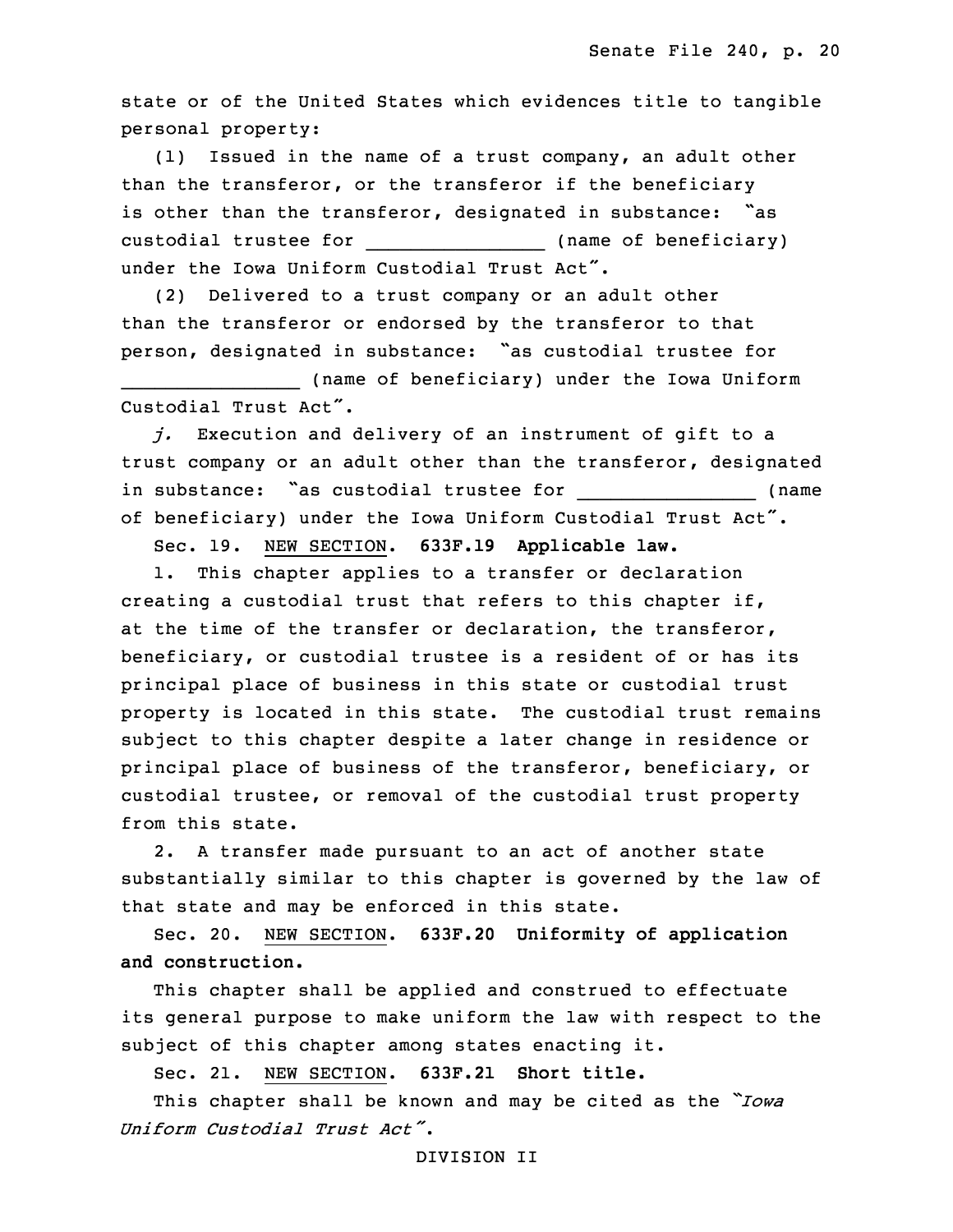state or of the United States which evidences title to tangible personal property:

(1) Issued in the name of a trust company, an adult other than the transferor, or the transferor if the beneficiary is other than the transferor, designated in substance: "as custodial trustee for _______________ (name of beneficiary) under the Iowa Uniform Custodial Trust Act".

(2) Delivered to a trust company or an adult other than the transferor or endorsed by the transferor to that person, designated in substance: "as custodial trustee for _______________ (name of beneficiary) under the Iowa Uniform Custodial Trust Act".

*j.* Execution and delivery of an instrument of gift to a trust company or an adult other than the transferor, designated in substance: "as custodial trustee for _______________ (name of beneficiary) under the Iowa Uniform Custodial Trust Act".

Sec. 19. NEW SECTION. **633F.19 Applicable law.**

1. This chapter applies to a transfer or declaration creating a custodial trust that refers to this chapter if, at the time of the transfer or declaration, the transferor, beneficiary, or custodial trustee is a resident of or has its principal place of business in this state or custodial trust property is located in this state. The custodial trust remains subject to this chapter despite a later change in residence or principal place of business of the transferor, beneficiary, or custodial trustee, or removal of the custodial trust property from this state.

2. A transfer made pursuant to an act of another state substantially similar to this chapter is governed by the law of that state and may be enforced in this state.

Sec. 20. NEW SECTION. **633F.20 Uniformity of application and construction.**

This chapter shall be applied and construed to effectuate its general purpose to make uniform the law with respect to the subject of this chapter among states enacting it.

Sec. 21. NEW SECTION. **633F.21 Short title.**

This chapter shall be known and may be cited as the "*Iowa Uniform Custodial Trust Act*".

DIVISION II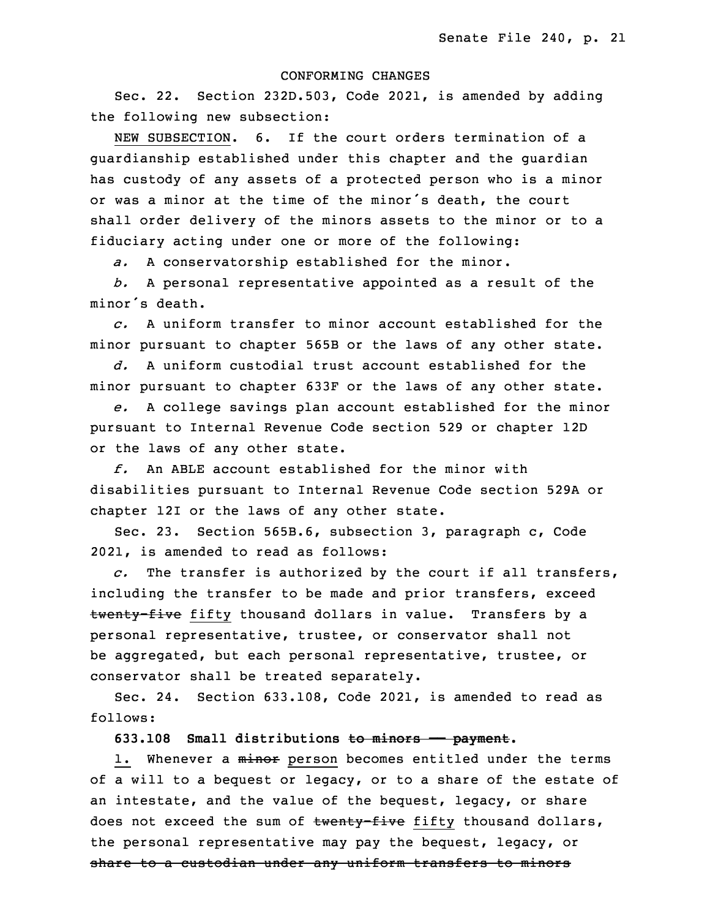CONFORMING CHANGES

Sec. 22. Section 232D.503, Code 2021, is amended by adding the following new subsection:

NEW SUBSECTION. 6. If the court orders termination of a guardianship established under this chapter and the guardian has custody of any assets of a protected person who is a minor or was a minor at the time of the minor's death, the court shall order delivery of the minors assets to the minor or to a fiduciary acting under one or more of the following:

*a.* A conservatorship established for the minor.

*b.* A personal representative appointed as a result of the minor's death.

*c.* A uniform transfer to minor account established for the minor pursuant to chapter 565B or the laws of any other state.

*d.* A uniform custodial trust account established for the minor pursuant to chapter 633F or the laws of any other state.

*e.* A college savings plan account established for the minor pursuant to Internal Revenue Code section 529 or chapter 12D or the laws of any other state.

*f.* An ABLE account established for the minor with disabilities pursuant to Internal Revenue Code section 529A or chapter 12I or the laws of any other state.

Sec. 23. Section 565B.6, subsection 3, paragraph c, Code 2021, is amended to read as follows:

*c.* The transfer is authorized by the court if all transfers, including the transfer to be made and prior transfers, exceed ~~twenty-five~~ fifty thousand dollars in value. Transfers by a personal representative, trustee, or conservator shall not be aggregated, but each personal representative, trustee, or conservator shall be treated separately.

Sec. 24. Section 633.108, Code 2021, is amended to read as follows:

**633.108 Small distributions ~~to minors — payment~~.**

1. Whenever a ~~minor~~ person becomes entitled under the terms of a will to a bequest or legacy, or to a share of the estate of an intestate, and the value of the bequest, legacy, or share does not exceed the sum of ~~twenty-five~~ fifty thousand dollars, the personal representative may pay the bequest, legacy, or ~~share to a custodian under any uniform transfers to minors~~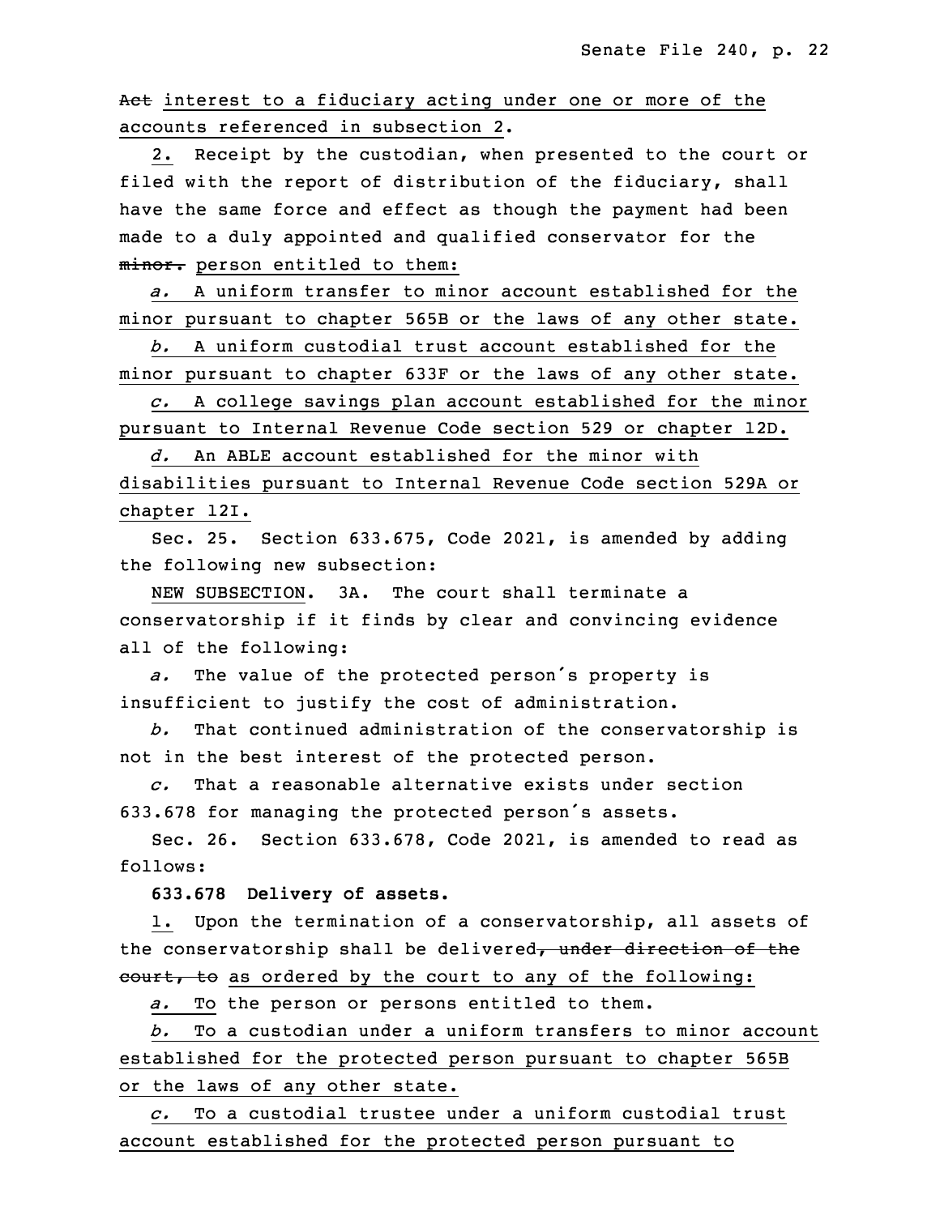~~Act~~ interest to a fiduciary acting under one or more of the accounts referenced in subsection 2.

2. Receipt by the custodian, when presented to the court or filed with the report of distribution of the fiduciary, shall have the same force and effect as though the payment had been made to a duly appointed and qualified conservator for the ~~minor.~~ person entitled to them:

*a.* A uniform transfer to minor account established for the minor pursuant to chapter 565B or the laws of any other state.

*b.* A uniform custodial trust account established for the minor pursuant to chapter 633F or the laws of any other state.

*c.* A college savings plan account established for the minor pursuant to Internal Revenue Code section 529 or chapter 12D.

*d.* An ABLE account established for the minor with disabilities pursuant to Internal Revenue Code section 529A or chapter 12I.

Sec. 25. Section 633.675, Code 2021, is amended by adding the following new subsection:

NEW SUBSECTION. 3A. The court shall terminate a conservatorship if it finds by clear and convincing evidence all of the following:

*a.* The value of the protected person's property is insufficient to justify the cost of administration.

*b.* That continued administration of the conservatorship is not in the best interest of the protected person.

*c.* That a reasonable alternative exists under section 633.678 for managing the protected person's assets.

Sec. 26. Section 633.678, Code 2021, is amended to read as follows:

**633.678 Delivery of assets.**

1. Upon the termination of a conservatorship, all assets of the conservatorship shall be delivered~~, under direction of the court, to~~ as ordered by the court to any of the following:

*a.* To the person or persons entitled to them.

*b.* To a custodian under a uniform transfers to minor account established for the protected person pursuant to chapter 565B or the laws of any other state.

*c.* To a custodial trustee under a uniform custodial trust account established for the protected person pursuant to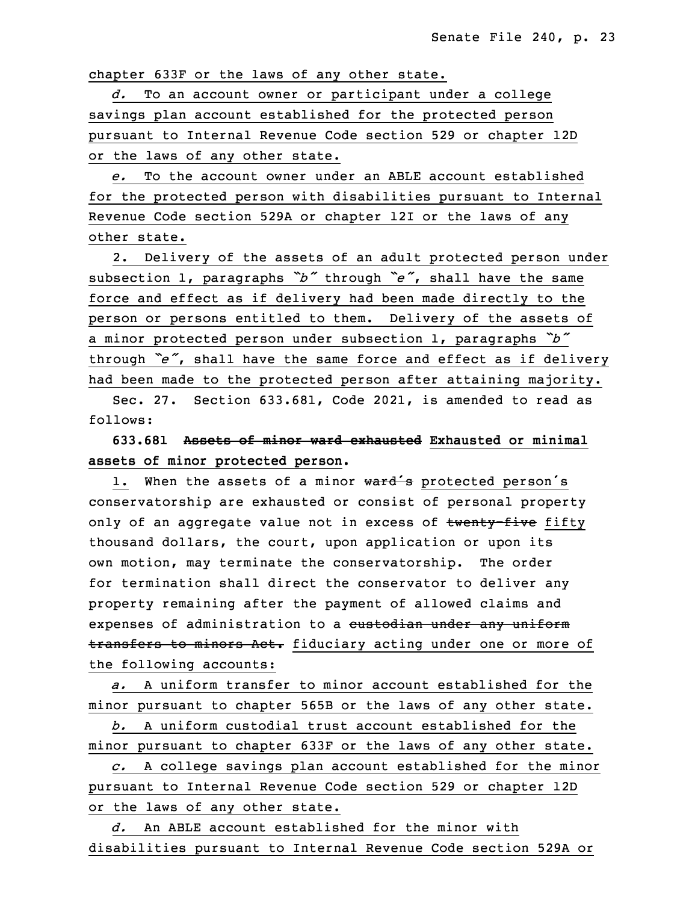chapter 633F or the laws of any other state.

*d.* To an account owner or participant under a college savings plan account established for the protected person pursuant to Internal Revenue Code section 529 or chapter 12D or the laws of any other state.

*e.* To the account owner under an ABLE account established for the protected person with disabilities pursuant to Internal Revenue Code section 529A or chapter 12I or the laws of any other state.

2. Delivery of the assets of an adult protected person under subsection 1, paragraphs *"b"* through *"e"*, shall have the same force and effect as if delivery had been made directly to the person or persons entitled to them. Delivery of the assets of a minor protected person under subsection 1, paragraphs *"b"* through *"e"*, shall have the same force and effect as if delivery had been made to the protected person after attaining majority.

Sec. 27. Section 633.681, Code 2021, is amended to read as follows:

**633.681 ~~Assets of minor ward exhausted~~ Exhausted or minimal assets of minor protected person.**

1. When the assets of a minor ~~ward's~~ protected person's conservatorship are exhausted or consist of personal property only of an aggregate value not in excess of ~~twenty-five~~ fifty thousand dollars, the court, upon application or upon its own motion, may terminate the conservatorship. The order for termination shall direct the conservator to deliver any property remaining after the payment of allowed claims and expenses of administration to a ~~custodian under any uniform transfers to minors Act.~~ fiduciary acting under one or more of the following accounts:

*a.* A uniform transfer to minor account established for the minor pursuant to chapter 565B or the laws of any other state.

*b.* A uniform custodial trust account established for the minor pursuant to chapter 633F or the laws of any other state.

*c.* A college savings plan account established for the minor pursuant to Internal Revenue Code section 529 or chapter 12D or the laws of any other state.

*d.* An ABLE account established for the minor with disabilities pursuant to Internal Revenue Code section 529A or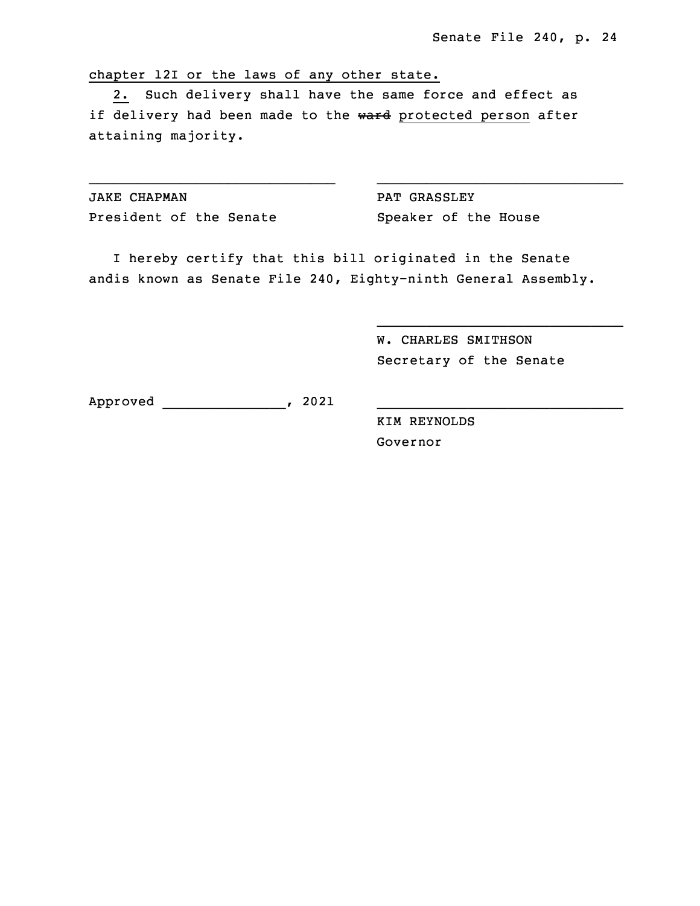chapter 12I or the laws of any other state.

2. Such delivery shall have the same force and effect as if delivery had been made to the ~~ward~~ protected person after attaining majority.

______________________________
JAKE CHAPMAN
President of the Senate

______________________________
PAT GRASSLEY
Speaker of the House

I hereby certify that this bill originated in the Senate andis known as Senate File 240, Eighty-ninth General Assembly.

______________________________
W. CHARLES SMITHSON
Secretary of the Senate

Approved _______________, 2021

______________________________
KIM REYNOLDS
Governor